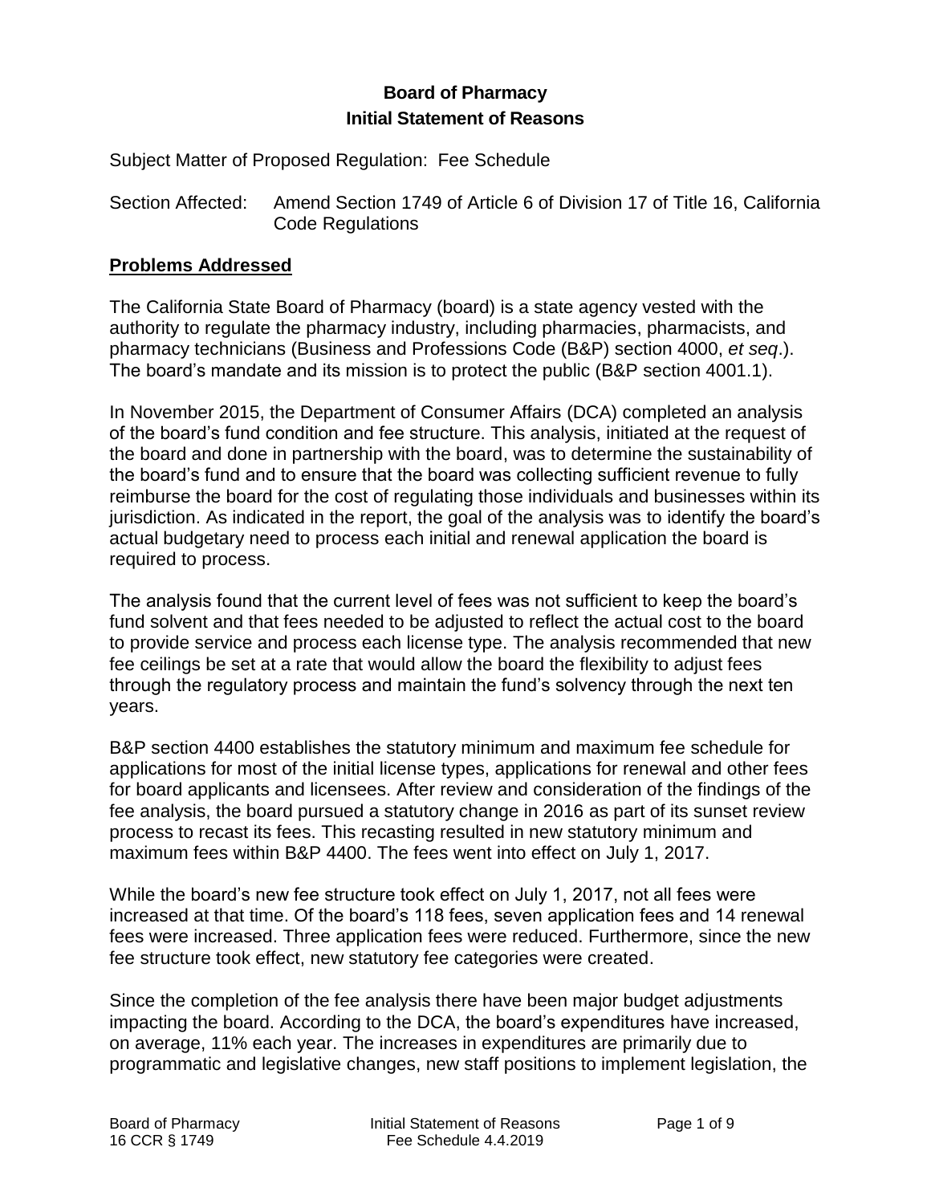**Board of Pharmacy**
**Initial Statement of Reasons**

Subject Matter of Proposed Regulation: Fee Schedule

Section Affected: Amend Section 1749 of Article 6 of Division 17 of Title 16, California Code Regulations

## Problems Addressed

The California State Board of Pharmacy (board) is a state agency vested with the authority to regulate the pharmacy industry, including pharmacies, pharmacists, and pharmacy technicians (Business and Professions Code (B&P) section 4000, *et seq*.). The board's mandate and its mission is to protect the public (B&P section 4001.1).

In November 2015, the Department of Consumer Affairs (DCA) completed an analysis of the board's fund condition and fee structure. This analysis, initiated at the request of the board and done in partnership with the board, was to determine the sustainability of the board's fund and to ensure that the board was collecting sufficient revenue to fully reimburse the board for the cost of regulating those individuals and businesses within its jurisdiction. As indicated in the report, the goal of the analysis was to identify the board's actual budgetary need to process each initial and renewal application the board is required to process.

The analysis found that the current level of fees was not sufficient to keep the board's fund solvent and that fees needed to be adjusted to reflect the actual cost to the board to provide service and process each license type. The analysis recommended that new fee ceilings be set at a rate that would allow the board the flexibility to adjust fees through the regulatory process and maintain the fund's solvency through the next ten years.

B&P section 4400 establishes the statutory minimum and maximum fee schedule for applications for most of the initial license types, applications for renewal and other fees for board applicants and licensees. After review and consideration of the findings of the fee analysis, the board pursued a statutory change in 2016 as part of its sunset review process to recast its fees. This recasting resulted in new statutory minimum and maximum fees within B&P 4400. The fees went into effect on July 1, 2017.

While the board's new fee structure took effect on July 1, 2017, not all fees were increased at that time. Of the board's 118 fees, seven application fees and 14 renewal fees were increased. Three application fees were reduced. Furthermore, since the new fee structure took effect, new statutory fee categories were created.

Since the completion of the fee analysis there have been major budget adjustments impacting the board. According to the DCA, the board's expenditures have increased, on average, 11% each year. The increases in expenditures are primarily due to programmatic and legislative changes, new staff positions to implement legislation, the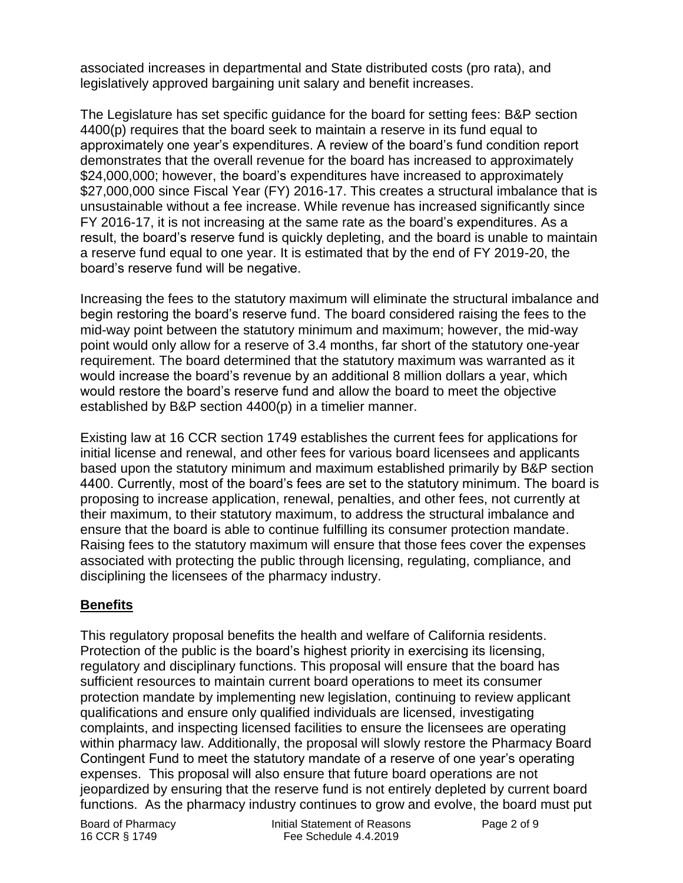associated increases in departmental and State distributed costs (pro rata), and legislatively approved bargaining unit salary and benefit increases.

The Legislature has set specific guidance for the board for setting fees: B&P section 4400(p) requires that the board seek to maintain a reserve in its fund equal to approximately one year's expenditures. A review of the board's fund condition report demonstrates that the overall revenue for the board has increased to approximately $24,000,000; however, the board's expenditures have increased to approximately $27,000,000 since Fiscal Year (FY) 2016-17. This creates a structural imbalance that is unsustainable without a fee increase. While revenue has increased significantly since FY 2016-17, it is not increasing at the same rate as the board's expenditures. As a result, the board's reserve fund is quickly depleting, and the board is unable to maintain a reserve fund equal to one year. It is estimated that by the end of FY 2019-20, the board's reserve fund will be negative.

Increasing the fees to the statutory maximum will eliminate the structural imbalance and begin restoring the board's reserve fund. The board considered raising the fees to the mid-way point between the statutory minimum and maximum; however, the mid-way point would only allow for a reserve of 3.4 months, far short of the statutory one-year requirement. The board determined that the statutory maximum was warranted as it would increase the board's revenue by an additional 8 million dollars a year, which would restore the board's reserve fund and allow the board to meet the objective established by B&P section 4400(p) in a timelier manner.

Existing law at 16 CCR section 1749 establishes the current fees for applications for initial license and renewal, and other fees for various board licensees and applicants based upon the statutory minimum and maximum established primarily by B&P section 4400. Currently, most of the board's fees are set to the statutory minimum. The board is proposing to increase application, renewal, penalties, and other fees, not currently at their maximum, to their statutory maximum, to address the structural imbalance and ensure that the board is able to continue fulfilling its consumer protection mandate. Raising fees to the statutory maximum will ensure that those fees cover the expenses associated with protecting the public through licensing, regulating, compliance, and disciplining the licensees of the pharmacy industry.

## Benefits

This regulatory proposal benefits the health and welfare of California residents. Protection of the public is the board's highest priority in exercising its licensing, regulatory and disciplinary functions. This proposal will ensure that the board has sufficient resources to maintain current board operations to meet its consumer protection mandate by implementing new legislation, continuing to review applicant qualifications and ensure only qualified individuals are licensed, investigating complaints, and inspecting licensed facilities to ensure the licensees are operating within pharmacy law. Additionally, the proposal will slowly restore the Pharmacy Board Contingent Fund to meet the statutory mandate of a reserve of one year's operating expenses. This proposal will also ensure that future board operations are not jeopardized by ensuring that the reserve fund is not entirely depleted by current board functions. As the pharmacy industry continues to grow and evolve, the board must put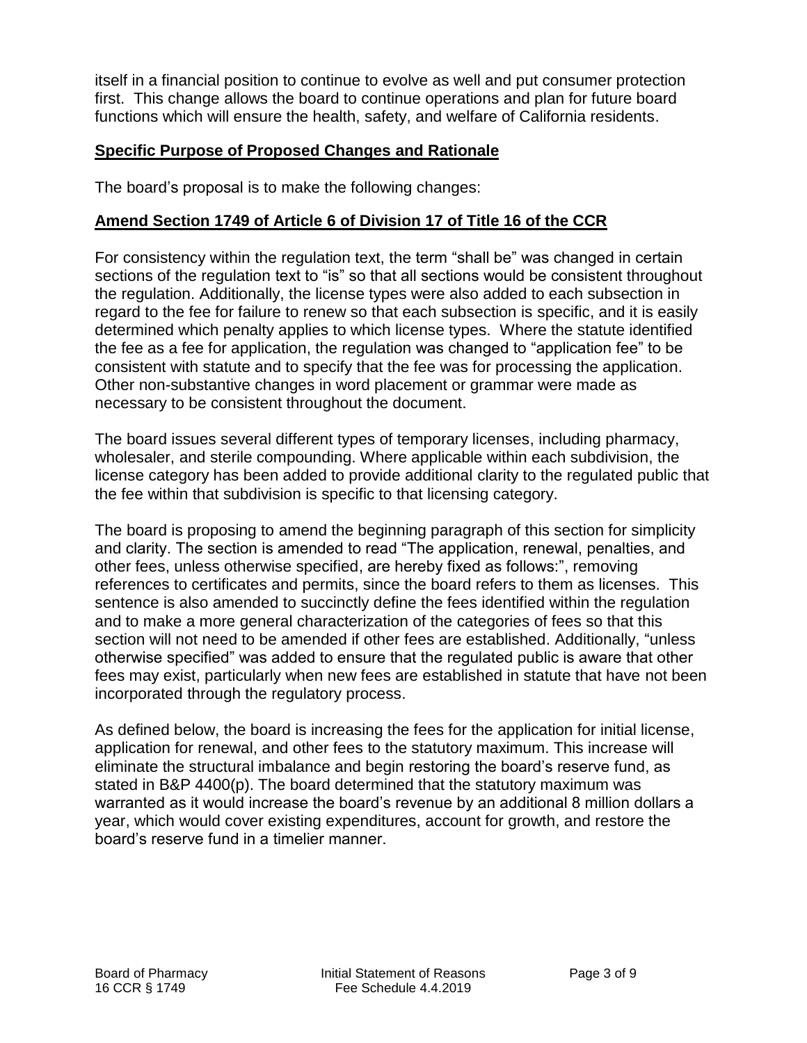itself in a financial position to continue to evolve as well and put consumer protection first. This change allows the board to continue operations and plan for future board functions which will ensure the health, safety, and welfare of California residents.

## **Specific Purpose of Proposed Changes and Rationale**

The board's proposal is to make the following changes:

### **Amend Section 1749 of Article 6 of Division 17 of Title 16 of the CCR**

For consistency within the regulation text, the term "shall be" was changed in certain sections of the regulation text to "is" so that all sections would be consistent throughout the regulation. Additionally, the license types were also added to each subsection in regard to the fee for failure to renew so that each subsection is specific, and it is easily determined which penalty applies to which license types. Where the statute identified the fee as a fee for application, the regulation was changed to "application fee" to be consistent with statute and to specify that the fee was for processing the application. Other non-substantive changes in word placement or grammar were made as necessary to be consistent throughout the document.

The board issues several different types of temporary licenses, including pharmacy, wholesaler, and sterile compounding. Where applicable within each subdivision, the license category has been added to provide additional clarity to the regulated public that the fee within that subdivision is specific to that licensing category.

The board is proposing to amend the beginning paragraph of this section for simplicity and clarity. The section is amended to read "The application, renewal, penalties, and other fees, unless otherwise specified, are hereby fixed as follows:", removing references to certificates and permits, since the board refers to them as licenses. This sentence is also amended to succinctly define the fees identified within the regulation and to make a more general characterization of the categories of fees so that this section will not need to be amended if other fees are established. Additionally, "unless otherwise specified" was added to ensure that the regulated public is aware that other fees may exist, particularly when new fees are established in statute that have not been incorporated through the regulatory process.

As defined below, the board is increasing the fees for the application for initial license, application for renewal, and other fees to the statutory maximum. This increase will eliminate the structural imbalance and begin restoring the board's reserve fund, as stated in B&P 4400(p). The board determined that the statutory maximum was warranted as it would increase the board's revenue by an additional 8 million dollars a year, which would cover existing expenditures, account for growth, and restore the board's reserve fund in a timelier manner.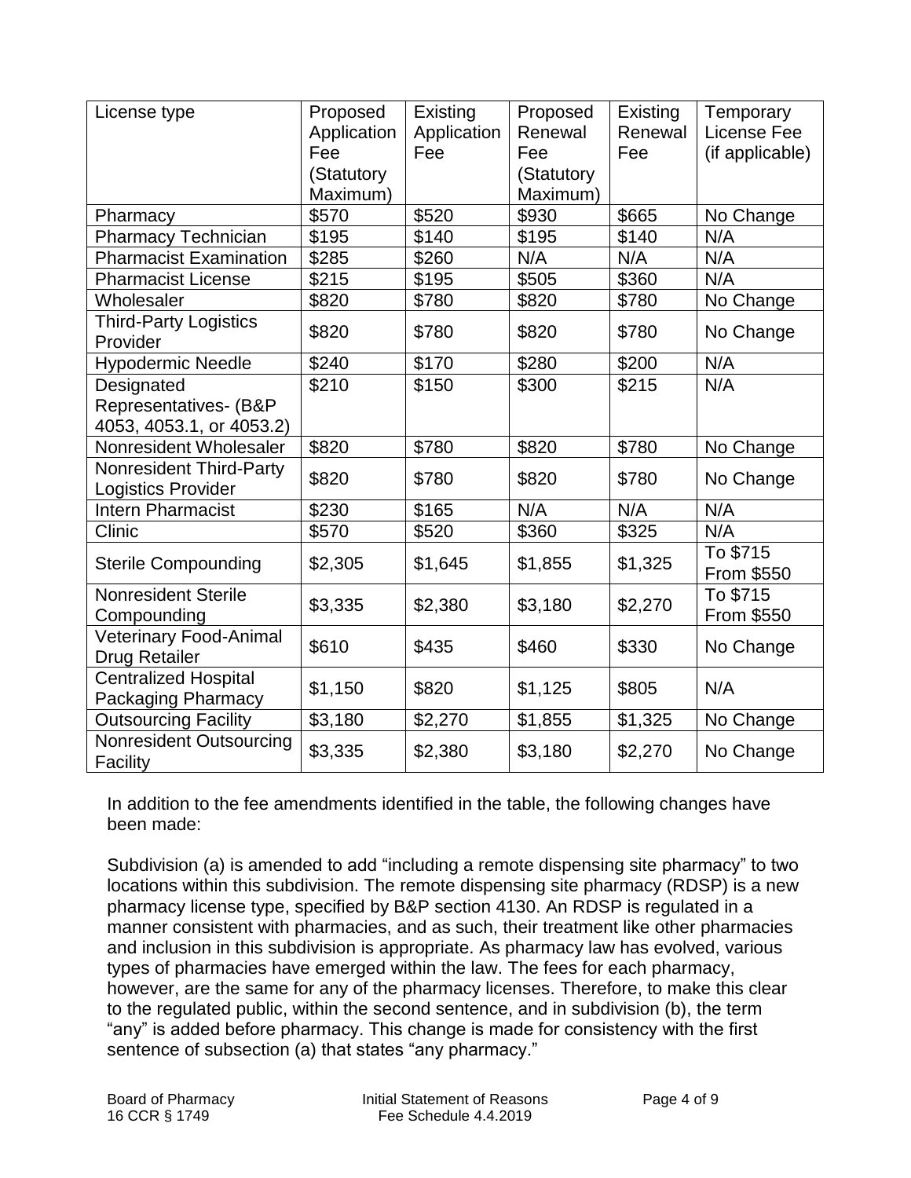| License type | Proposed Application Fee (Statutory Maximum) | Existing Application Fee | Proposed Renewal Fee (Statutory Maximum) | Existing Renewal Fee | Temporary License Fee (if applicable) |
|---|---|---|---|---|---|
| Pharmacy | $570 | $520 | $930 | $665 | No Change |
| Pharmacy Technician | $195 | $140 | $195 | $140 | N/A |
| Pharmacist Examination | $285 | $260 | N/A | N/A | N/A |
| Pharmacist License | $215 | $195 | $505 | $360 | N/A |
| Wholesaler | $820 | $780 | $820 | $780 | No Change |
| Third-Party Logistics Provider | $820 | $780 | $820 | $780 | No Change |
| Hypodermic Needle | $240 | $170 | $280 | $200 | N/A |
| Designated Representatives- (B&P 4053, 4053.1, or 4053.2) | $210 | $150 | $300 | $215 | N/A |
| Nonresident Wholesaler | $820 | $780 | $820 | $780 | No Change |
| Nonresident Third-Party Logistics Provider | $820 | $780 | $820 | $780 | No Change |
| Intern Pharmacist | $230 | $165 | N/A | N/A | N/A |
| Clinic | $570 | $520 | $360 | $325 | N/A |
| Sterile Compounding | $2,305 | $1,645 | $1,855 | $1,325 | To $715 From $550 |
| Nonresident Sterile Compounding | $3,335 | $2,380 | $3,180 | $2,270 | To $715 From $550 |
| Veterinary Food-Animal Drug Retailer | $610 | $435 | $460 | $330 | No Change |
| Centralized Hospital Packaging Pharmacy | $1,150 | $820 | $1,125 | $805 | N/A |
| Outsourcing Facility | $3,180 | $2,270 | $1,855 | $1,325 | No Change |
| Nonresident Outsourcing Facility | $3,335 | $2,380 | $3,180 | $2,270 | No Change |

In addition to the fee amendments identified in the table, the following changes have been made:

Subdivision (a) is amended to add "including a remote dispensing site pharmacy" to two locations within this subdivision. The remote dispensing site pharmacy (RDSP) is a new pharmacy license type, specified by B&P section 4130. An RDSP is regulated in a manner consistent with pharmacies, and as such, their treatment like other pharmacies and inclusion in this subdivision is appropriate. As pharmacy law has evolved, various types of pharmacies have emerged within the law. The fees for each pharmacy, however, are the same for any of the pharmacy licenses. Therefore, to make this clear to the regulated public, within the second sentence, and in subdivision (b), the term "any" is added before pharmacy. This change is made for consistency with the first sentence of subsection (a) that states "any pharmacy."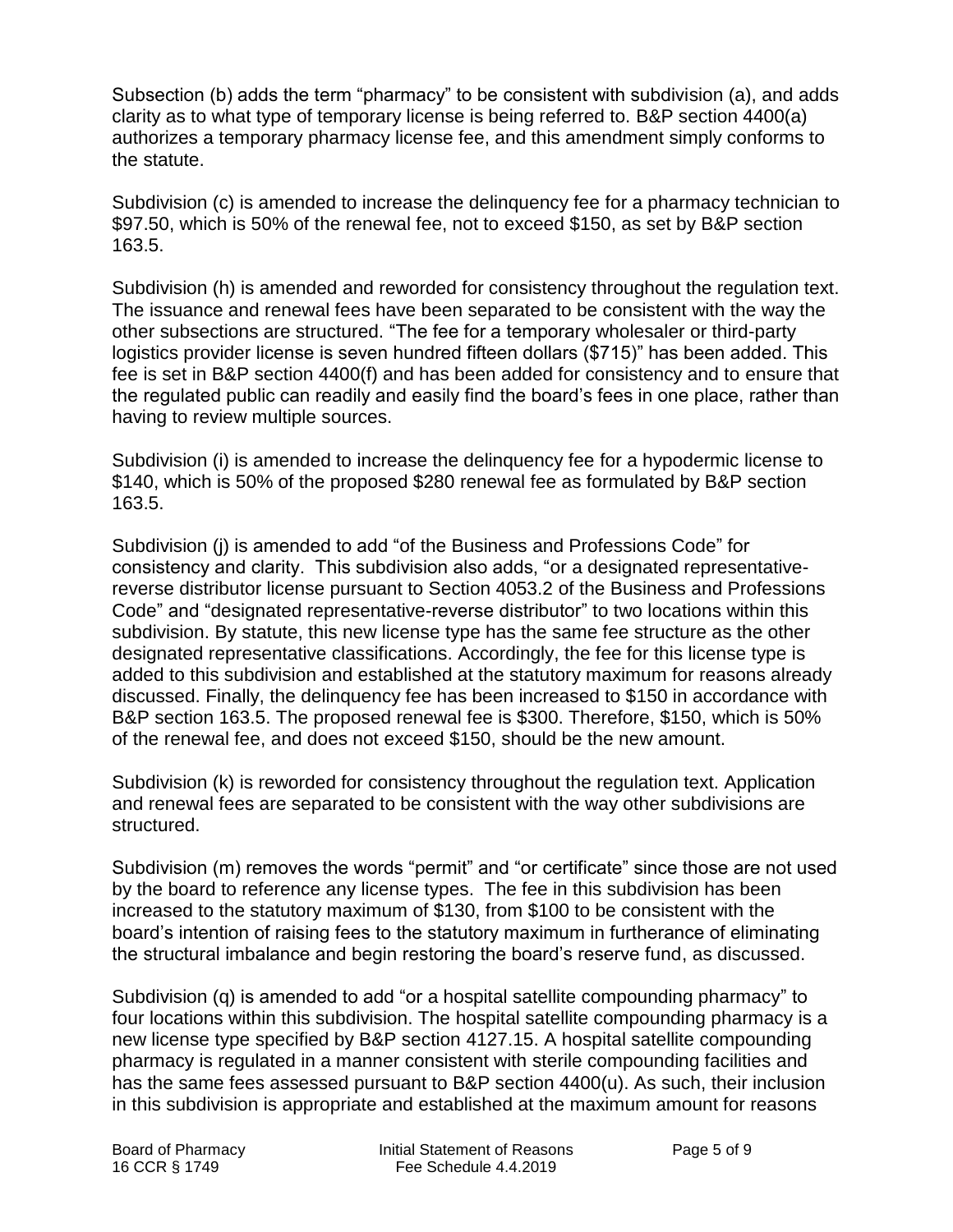Subsection (b) adds the term "pharmacy" to be consistent with subdivision (a), and adds clarity as to what type of temporary license is being referred to. B&P section 4400(a) authorizes a temporary pharmacy license fee, and this amendment simply conforms to the statute.

Subdivision (c) is amended to increase the delinquency fee for a pharmacy technician to $97.50, which is 50% of the renewal fee, not to exceed $150, as set by B&P section 163.5.

Subdivision (h) is amended and reworded for consistency throughout the regulation text. The issuance and renewal fees have been separated to be consistent with the way the other subsections are structured. "The fee for a temporary wholesaler or third-party logistics provider license is seven hundred fifteen dollars ($715)" has been added. This fee is set in B&P section 4400(f) and has been added for consistency and to ensure that the regulated public can readily and easily find the board's fees in one place, rather than having to review multiple sources.

Subdivision (i) is amended to increase the delinquency fee for a hypodermic license to $140, which is 50% of the proposed $280 renewal fee as formulated by B&P section 163.5.

Subdivision (j) is amended to add "of the Business and Professions Code" for consistency and clarity. This subdivision also adds, "or a designated representative-reverse distributor license pursuant to Section 4053.2 of the Business and Professions Code" and "designated representative-reverse distributor" to two locations within this subdivision. By statute, this new license type has the same fee structure as the other designated representative classifications. Accordingly, the fee for this license type is added to this subdivision and established at the statutory maximum for reasons already discussed. Finally, the delinquency fee has been increased to $150 in accordance with B&P section 163.5. The proposed renewal fee is $300. Therefore, $150, which is 50% of the renewal fee, and does not exceed $150, should be the new amount.

Subdivision (k) is reworded for consistency throughout the regulation text. Application and renewal fees are separated to be consistent with the way other subdivisions are structured.

Subdivision (m) removes the words "permit" and "or certificate" since those are not used by the board to reference any license types. The fee in this subdivision has been increased to the statutory maximum of $130, from $100 to be consistent with the board's intention of raising fees to the statutory maximum in furtherance of eliminating the structural imbalance and begin restoring the board's reserve fund, as discussed.

Subdivision (q) is amended to add "or a hospital satellite compounding pharmacy" to four locations within this subdivision. The hospital satellite compounding pharmacy is a new license type specified by B&P section 4127.15. A hospital satellite compounding pharmacy is regulated in a manner consistent with sterile compounding facilities and has the same fees assessed pursuant to B&P section 4400(u). As such, their inclusion in this subdivision is appropriate and established at the maximum amount for reasons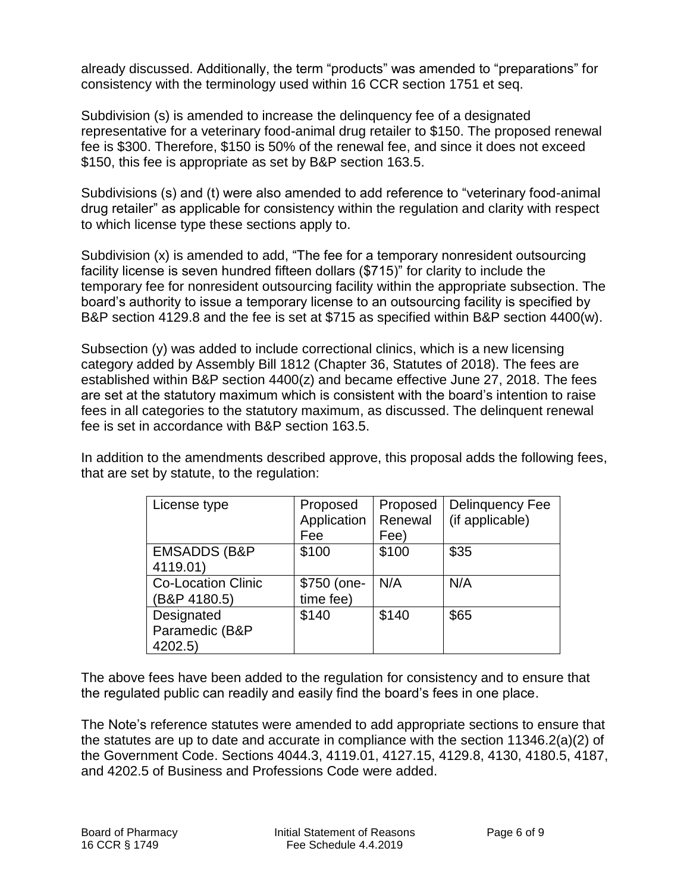already discussed. Additionally, the term "products" was amended to "preparations" for consistency with the terminology used within 16 CCR section 1751 et seq.

Subdivision (s) is amended to increase the delinquency fee of a designated representative for a veterinary food-animal drug retailer to $150. The proposed renewal fee is $300. Therefore, $150 is 50% of the renewal fee, and since it does not exceed $150, this fee is appropriate as set by B&P section 163.5.

Subdivisions (s) and (t) were also amended to add reference to "veterinary food-animal drug retailer" as applicable for consistency within the regulation and clarity with respect to which license type these sections apply to.

Subdivision (x) is amended to add, "The fee for a temporary nonresident outsourcing facility license is seven hundred fifteen dollars ($715)" for clarity to include the temporary fee for nonresident outsourcing facility within the appropriate subsection. The board's authority to issue a temporary license to an outsourcing facility is specified by B&P section 4129.8 and the fee is set at $715 as specified within B&P section 4400(w).

Subsection (y) was added to include correctional clinics, which is a new licensing category added by Assembly Bill 1812 (Chapter 36, Statutes of 2018). The fees are established within B&P section 4400(z) and became effective June 27, 2018. The fees are set at the statutory maximum which is consistent with the board's intention to raise fees in all categories to the statutory maximum, as discussed. The delinquent renewal fee is set in accordance with B&P section 163.5.

In addition to the amendments described approve, this proposal adds the following fees, that are set by statute, to the regulation:

| License type | Proposed Application Fee | Proposed Renewal Fee) | Delinquency Fee (if applicable) |
|---|---|---|---|
| EMSADDS (B&P 4119.01) | $100 | $100 | $35 |
| Co-Location Clinic (B&P 4180.5) | $750 (one-time fee) | N/A | N/A |
| Designated Paramedic (B&P 4202.5) | $140 | $140 | $65 |

The above fees have been added to the regulation for consistency and to ensure that the regulated public can readily and easily find the board's fees in one place.

The Note's reference statutes were amended to add appropriate sections to ensure that the statutes are up to date and accurate in compliance with the section 11346.2(a)(2) of the Government Code. Sections 4044.3, 4119.01, 4127.15, 4129.8, 4130, 4180.5, 4187, and 4202.5 of Business and Professions Code were added.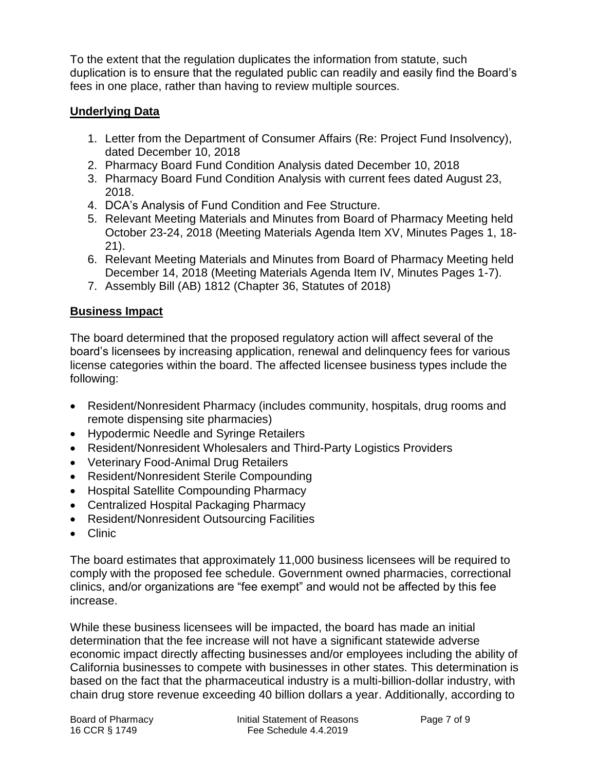To the extent that the regulation duplicates the information from statute, such duplication is to ensure that the regulated public can readily and easily find the Board's fees in one place, rather than having to review multiple sources.

## Underlying Data

1. Letter from the Department of Consumer Affairs (Re: Project Fund Insolvency), dated December 10, 2018
2. Pharmacy Board Fund Condition Analysis dated December 10, 2018
3. Pharmacy Board Fund Condition Analysis with current fees dated August 23, 2018.
4. DCA's Analysis of Fund Condition and Fee Structure.
5. Relevant Meeting Materials and Minutes from Board of Pharmacy Meeting held October 23-24, 2018 (Meeting Materials Agenda Item XV, Minutes Pages 1, 18-21).
6. Relevant Meeting Materials and Minutes from Board of Pharmacy Meeting held December 14, 2018 (Meeting Materials Agenda Item IV, Minutes Pages 1-7).
7. Assembly Bill (AB) 1812 (Chapter 36, Statutes of 2018)

## Business Impact

The board determined that the proposed regulatory action will affect several of the board's licensees by increasing application, renewal and delinquency fees for various license categories within the board. The affected licensee business types include the following:

- Resident/Nonresident Pharmacy (includes community, hospitals, drug rooms and remote dispensing site pharmacies)
- Hypodermic Needle and Syringe Retailers
- Resident/Nonresident Wholesalers and Third-Party Logistics Providers
- Veterinary Food-Animal Drug Retailers
- Resident/Nonresident Sterile Compounding
- Hospital Satellite Compounding Pharmacy
- Centralized Hospital Packaging Pharmacy
- Resident/Nonresident Outsourcing Facilities
- Clinic

The board estimates that approximately 11,000 business licensees will be required to comply with the proposed fee schedule. Government owned pharmacies, correctional clinics, and/or organizations are "fee exempt" and would not be affected by this fee increase.

While these business licensees will be impacted, the board has made an initial determination that the fee increase will not have a significant statewide adverse economic impact directly affecting businesses and/or employees including the ability of California businesses to compete with businesses in other states. This determination is based on the fact that the pharmaceutical industry is a multi-billion-dollar industry, with chain drug store revenue exceeding 40 billion dollars a year. Additionally, according to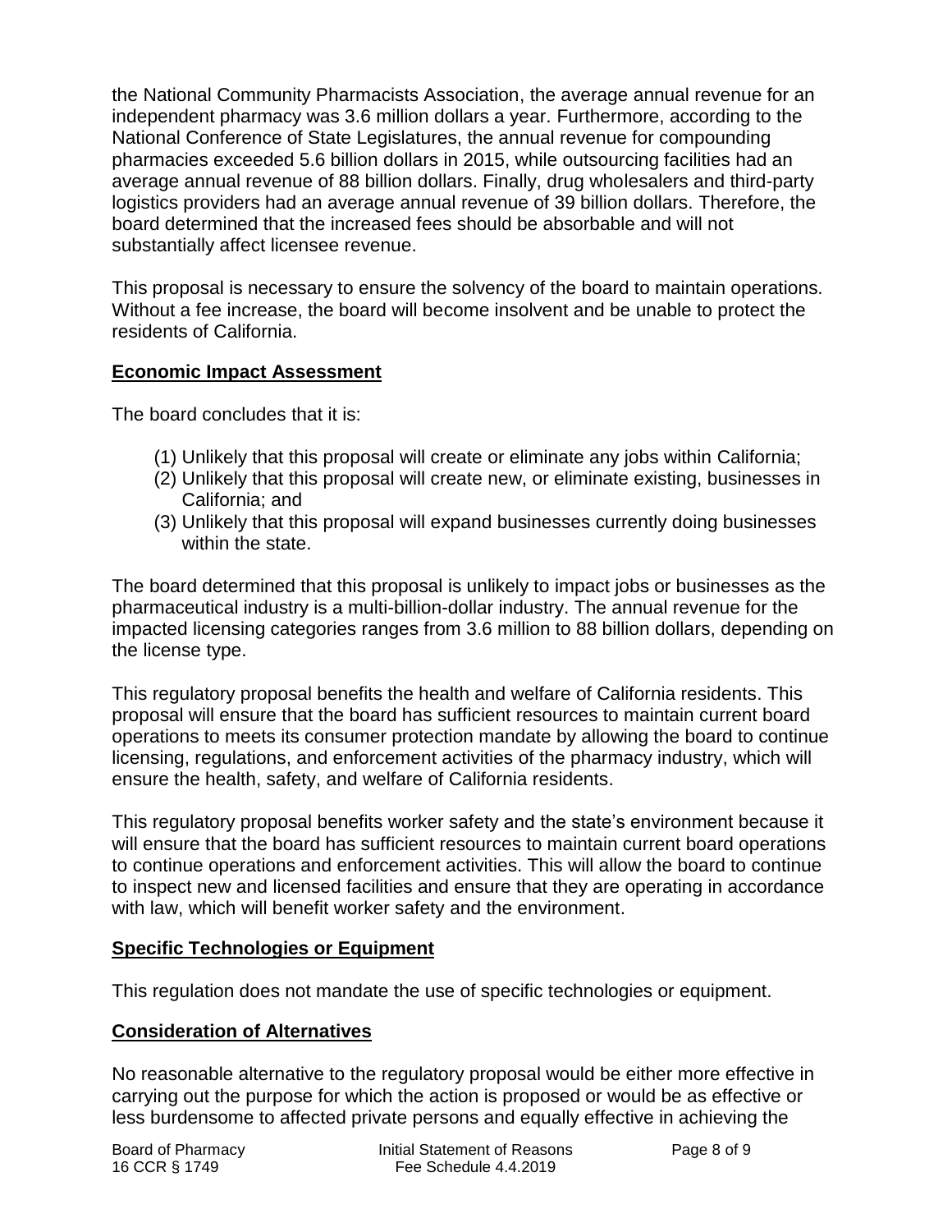the National Community Pharmacists Association, the average annual revenue for an independent pharmacy was 3.6 million dollars a year. Furthermore, according to the National Conference of State Legislatures, the annual revenue for compounding pharmacies exceeded 5.6 billion dollars in 2015, while outsourcing facilities had an average annual revenue of 88 billion dollars. Finally, drug wholesalers and third-party logistics providers had an average annual revenue of 39 billion dollars. Therefore, the board determined that the increased fees should be absorbable and will not substantially affect licensee revenue.

This proposal is necessary to ensure the solvency of the board to maintain operations. Without a fee increase, the board will become insolvent and be unable to protect the residents of California.

## Economic Impact Assessment

The board concludes that it is:

(1) Unlikely that this proposal will create or eliminate any jobs within California;
(2) Unlikely that this proposal will create new, or eliminate existing, businesses in California; and
(3) Unlikely that this proposal will expand businesses currently doing businesses within the state.

The board determined that this proposal is unlikely to impact jobs or businesses as the pharmaceutical industry is a multi-billion-dollar industry. The annual revenue for the impacted licensing categories ranges from 3.6 million to 88 billion dollars, depending on the license type.

This regulatory proposal benefits the health and welfare of California residents. This proposal will ensure that the board has sufficient resources to maintain current board operations to meets its consumer protection mandate by allowing the board to continue licensing, regulations, and enforcement activities of the pharmacy industry, which will ensure the health, safety, and welfare of California residents.

This regulatory proposal benefits worker safety and the state's environment because it will ensure that the board has sufficient resources to maintain current board operations to continue operations and enforcement activities. This will allow the board to continue to inspect new and licensed facilities and ensure that they are operating in accordance with law, which will benefit worker safety and the environment.

## Specific Technologies or Equipment

This regulation does not mandate the use of specific technologies or equipment.

## Consideration of Alternatives

No reasonable alternative to the regulatory proposal would be either more effective in carrying out the purpose for which the action is proposed or would be as effective or less burdensome to affected private persons and equally effective in achieving the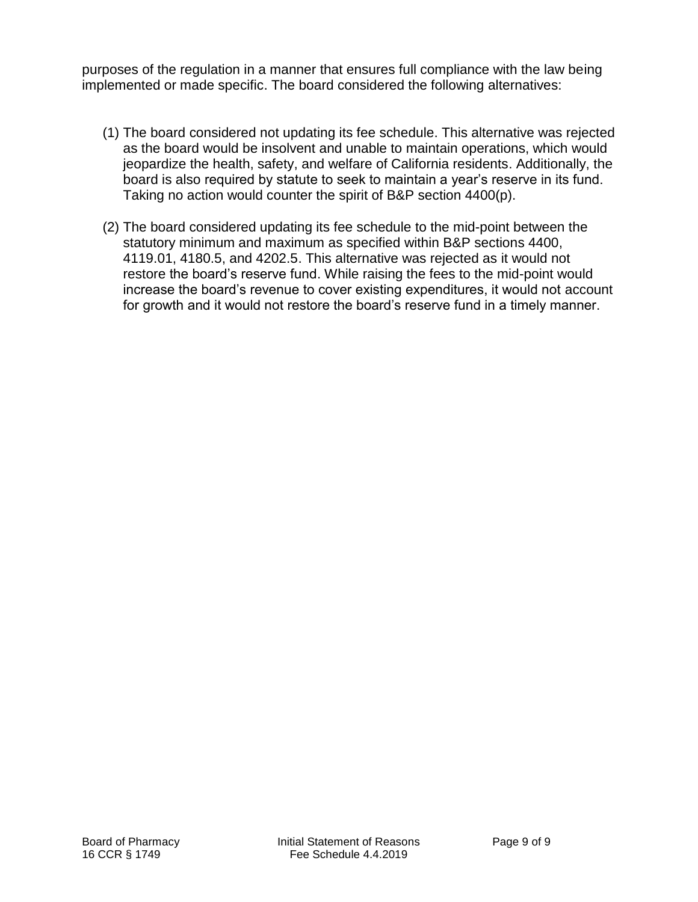purposes of the regulation in a manner that ensures full compliance with the law being implemented or made specific. The board considered the following alternatives:

(1) The board considered not updating its fee schedule. This alternative was rejected as the board would be insolvent and unable to maintain operations, which would jeopardize the health, safety, and welfare of California residents. Additionally, the board is also required by statute to seek to maintain a year's reserve in its fund. Taking no action would counter the spirit of B&P section 4400(p).

(2) The board considered updating its fee schedule to the mid-point between the statutory minimum and maximum as specified within B&P sections 4400, 4119.01, 4180.5, and 4202.5. This alternative was rejected as it would not restore the board's reserve fund. While raising the fees to the mid-point would increase the board's revenue to cover existing expenditures, it would not account for growth and it would not restore the board's reserve fund in a timely manner.